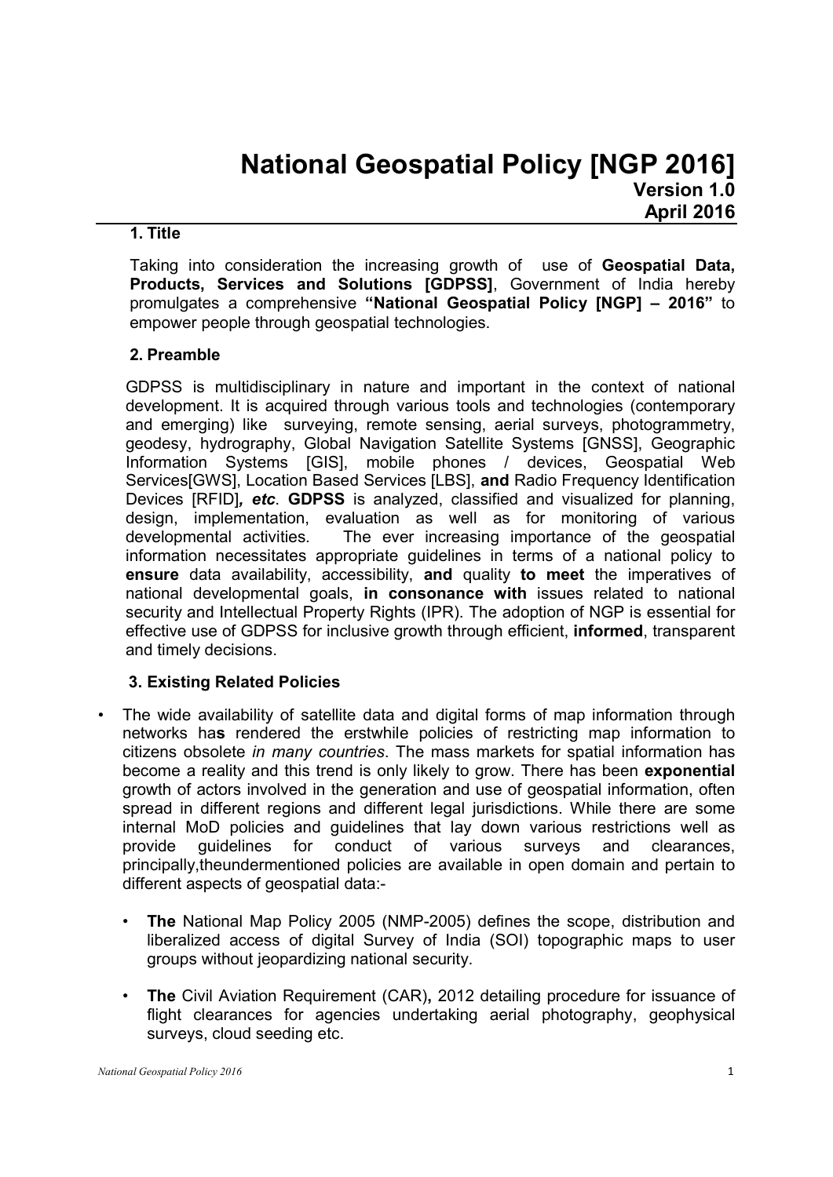# National Geospatial Policy [NGP 2016]

**Version 1.0**

**April 2016**

## 1. Title

Taking into consideration the increasing growth of use of **Geospatial Data, Products, Services and Solutions [GDPSS]**, Government of India hereby promulgates a comprehensive **"National Geospatial Policy [NGP] – 2016"** to empower people through geospatial technologies.

## 2. Preamble

GDPSS is multidisciplinary in nature and important in the context of national development. It is acquired through various tools and technologies (contemporary and emerging) like surveying, remote sensing, aerial surveys, photogrammetry, geodesy, hydrography, Global Navigation Satellite Systems [GNSS], Geographic Information Systems [GIS], mobile phones / devices, Geospatial Web Services[GWS], Location Based Services [LBS], **and** Radio Frequency Identification Devices [RFID]***, etc***. **GDPSS** is analyzed, classified and visualized for planning, design, implementation, evaluation as well as for monitoring of various developmental activities. The ever increasing importance of the geospatial information necessitates appropriate guidelines in terms of a national policy to **ensure** data availability, accessibility, **and** quality **to meet** the imperatives of national developmental goals, **in consonance with** issues related to national security and Intellectual Property Rights (IPR). The adoption of NGP is essential for effective use of GDPSS for inclusive growth through efficient, **informed**, transparent and timely decisions.

## 3. Existing Related Policies

- The wide availability of satellite data and digital forms of map information through networks ha**s** rendered the erstwhile policies of restricting map information to citizens obsolete *in many countries*. The mass markets for spatial information has become a reality and this trend is only likely to grow. There has been **exponential** growth of actors involved in the generation and use of geospatial information, often spread in different regions and different legal jurisdictions. While there are some internal MoD policies and guidelines that lay down various restrictions well as provide guidelines for conduct of various surveys and clearances, principally,theundermentioned policies are available in open domain and pertain to different aspects of geospatial data:-
  - **The** National Map Policy 2005 (NMP-2005) defines the scope, distribution and liberalized access of digital Survey of India (SOI) topographic maps to user groups without jeopardizing national security.
  - **The** Civil Aviation Requirement (CAR)**,** 2012 detailing procedure for issuance of flight clearances for agencies undertaking aerial photography, geophysical surveys, cloud seeding etc.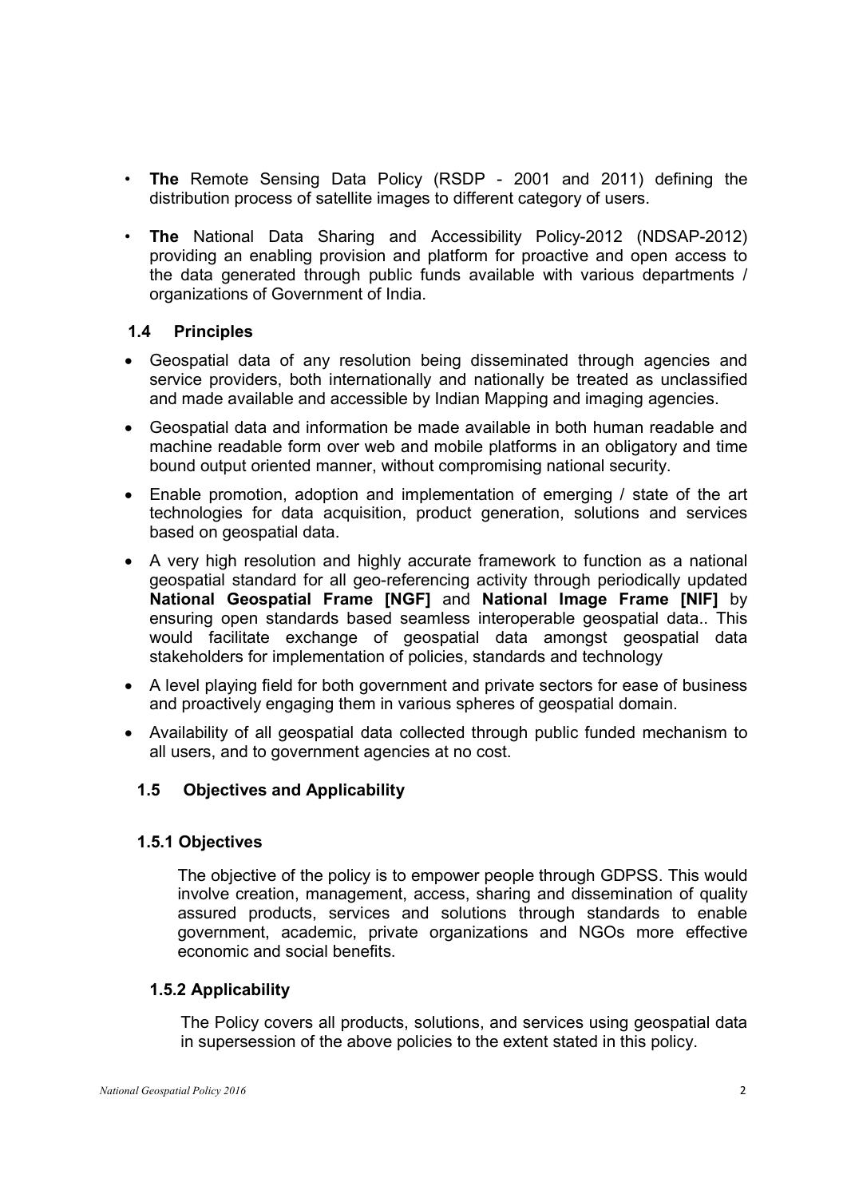- **The** Remote Sensing Data Policy (RSDP - 2001 and 2011) defining the distribution process of satellite images to different category of users.

- **The** National Data Sharing and Accessibility Policy-2012 (NDSAP-2012) providing an enabling provision and platform for proactive and open access to the data generated through public funds available with various departments / organizations of Government of India.

### 1.4 Principles

- Geospatial data of any resolution being disseminated through agencies and service providers, both internationally and nationally be treated as unclassified and made available and accessible by Indian Mapping and imaging agencies.
- Geospatial data and information be made available in both human readable and machine readable form over web and mobile platforms in an obligatory and time bound output oriented manner, without compromising national security.
- Enable promotion, adoption and implementation of emerging / state of the art technologies for data acquisition, product generation, solutions and services based on geospatial data.
- A very high resolution and highly accurate framework to function as a national geospatial standard for all geo-referencing activity through periodically updated **National Geospatial Frame [NGF]** and **National Image Frame [NIF]** by ensuring open standards based seamless interoperable geospatial data.. This would facilitate exchange of geospatial data amongst geospatial data stakeholders for implementation of policies, standards and technology
- A level playing field for both government and private sectors for ease of business and proactively engaging them in various spheres of geospatial domain.
- Availability of all geospatial data collected through public funded mechanism to all users, and to government agencies at no cost.

### 1.5 Objectives and Applicability

#### 1.5.1 Objectives

The objective of the policy is to empower people through GDPSS. This would involve creation, management, access, sharing and dissemination of quality assured products, services and solutions through standards to enable government, academic, private organizations and NGOs more effective economic and social benefits.

#### 1.5.2 Applicability

The Policy covers all products, solutions, and services using geospatial data in supersession of the above policies to the extent stated in this policy.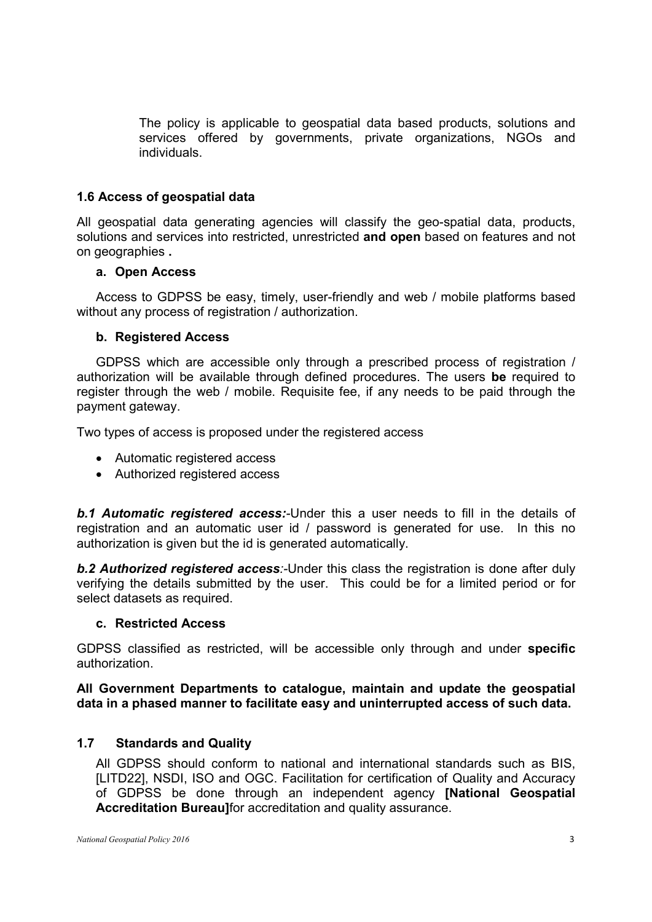The policy is applicable to geospatial data based products, solutions and services offered by governments, private organizations, NGOs and individuals.

### 1.6 Access of geospatial data

All geospatial data generating agencies will classify the geo-spatial data, products, solutions and services into restricted, unrestricted **and open** based on features and not on geographies **.**

#### a. Open Access

Access to GDPSS be easy, timely, user-friendly and web / mobile platforms based without any process of registration / authorization.

#### b. Registered Access

GDPSS which are accessible only through a prescribed process of registration / authorization will be available through defined procedures. The users **be** required to register through the web / mobile. Requisite fee, if any needs to be paid through the payment gateway.

Two types of access is proposed under the registered access

- Automatic registered access
- Authorized registered access

***b.1 Automatic registered access:***-Under this a user needs to fill in the details of registration and an automatic user id / password is generated for use. In this no authorization is given but the id is generated automatically.

***b.2 Authorized registered access****:*-Under this class the registration is done after duly verifying the details submitted by the user. This could be for a limited period or for select datasets as required.

#### c. Restricted Access

GDPSS classified as restricted, will be accessible only through and under **specific** authorization.

**All Government Departments to catalogue, maintain and update the geospatial data in a phased manner to facilitate easy and uninterrupted access of such data.**

### 1.7 Standards and Quality

All GDPSS should conform to national and international standards such as BIS, [LITD22], NSDI, ISO and OGC. Facilitation for certification of Quality and Accuracy of GDPSS be done through an independent agency **[National Geospatial Accreditation Bureau]**for accreditation and quality assurance.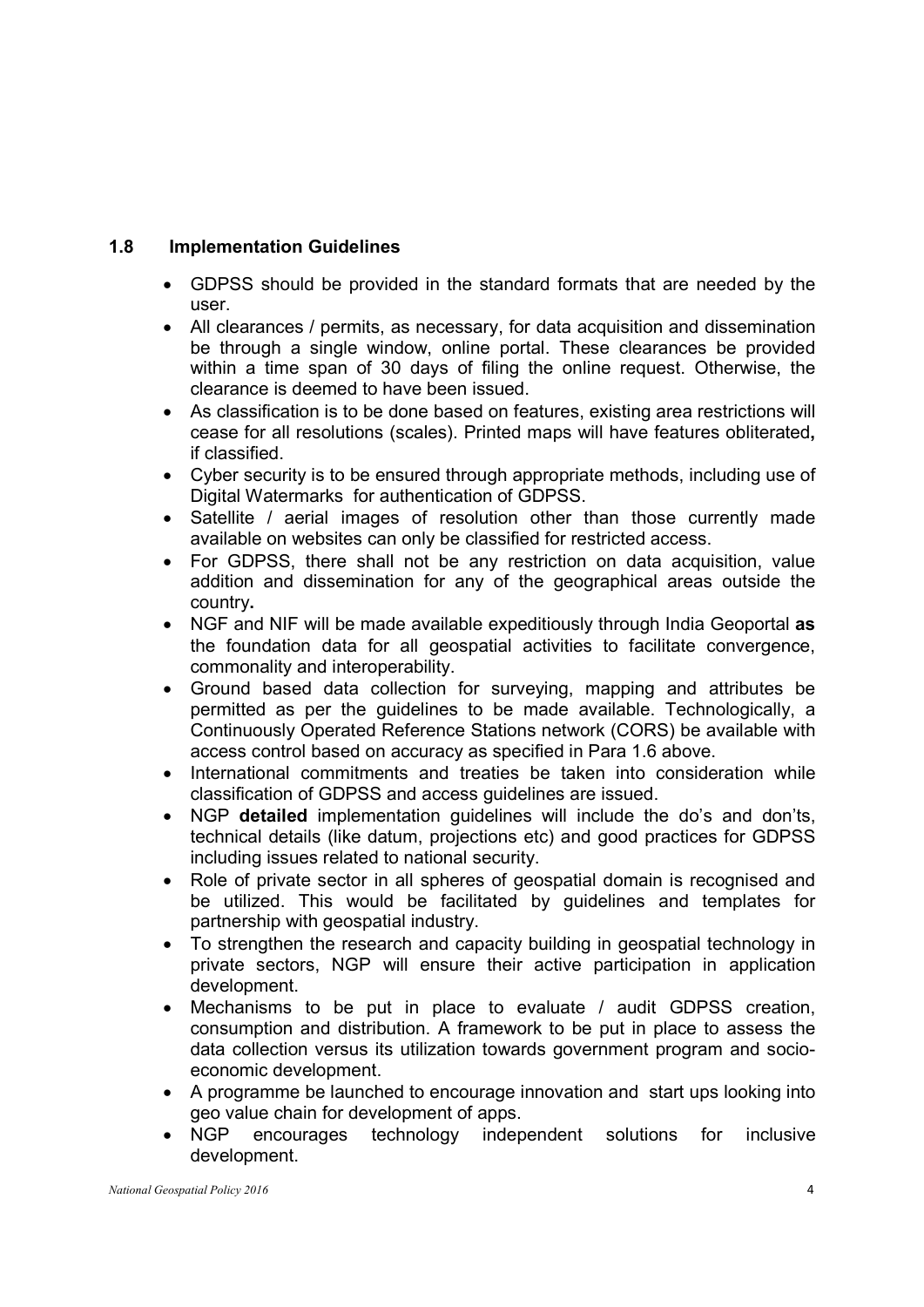## 1.8 Implementation Guidelines

- GDPSS should be provided in the standard formats that are needed by the user.
- All clearances / permits, as necessary, for data acquisition and dissemination be through a single window, online portal. These clearances be provided within a time span of 30 days of filing the online request. Otherwise, the clearance is deemed to have been issued.
- As classification is to be done based on features, existing area restrictions will cease for all resolutions (scales). Printed maps will have features obliterated**,** if classified.
- Cyber security is to be ensured through appropriate methods, including use of Digital Watermarks for authentication of GDPSS.
- Satellite / aerial images of resolution other than those currently made available on websites can only be classified for restricted access.
- For GDPSS, there shall not be any restriction on data acquisition, value addition and dissemination for any of the geographical areas outside the country**.**
- NGF and NIF will be made available expeditiously through India Geoportal **as** the foundation data for all geospatial activities to facilitate convergence, commonality and interoperability.
- Ground based data collection for surveying, mapping and attributes be permitted as per the guidelines to be made available. Technologically, a Continuously Operated Reference Stations network (CORS) be available with access control based on accuracy as specified in Para 1.6 above.
- International commitments and treaties be taken into consideration while classification of GDPSS and access guidelines are issued.
- NGP **detailed** implementation guidelines will include the do's and don'ts, technical details (like datum, projections etc) and good practices for GDPSS including issues related to national security.
- Role of private sector in all spheres of geospatial domain is recognised and be utilized. This would be facilitated by guidelines and templates for partnership with geospatial industry.
- To strengthen the research and capacity building in geospatial technology in private sectors, NGP will ensure their active participation in application development.
- Mechanisms to be put in place to evaluate / audit GDPSS creation, consumption and distribution. A framework to be put in place to assess the data collection versus its utilization towards government program and socio-economic development.
- A programme be launched to encourage innovation and start ups looking into geo value chain for development of apps.
- NGP encourages technology independent solutions for inclusive development.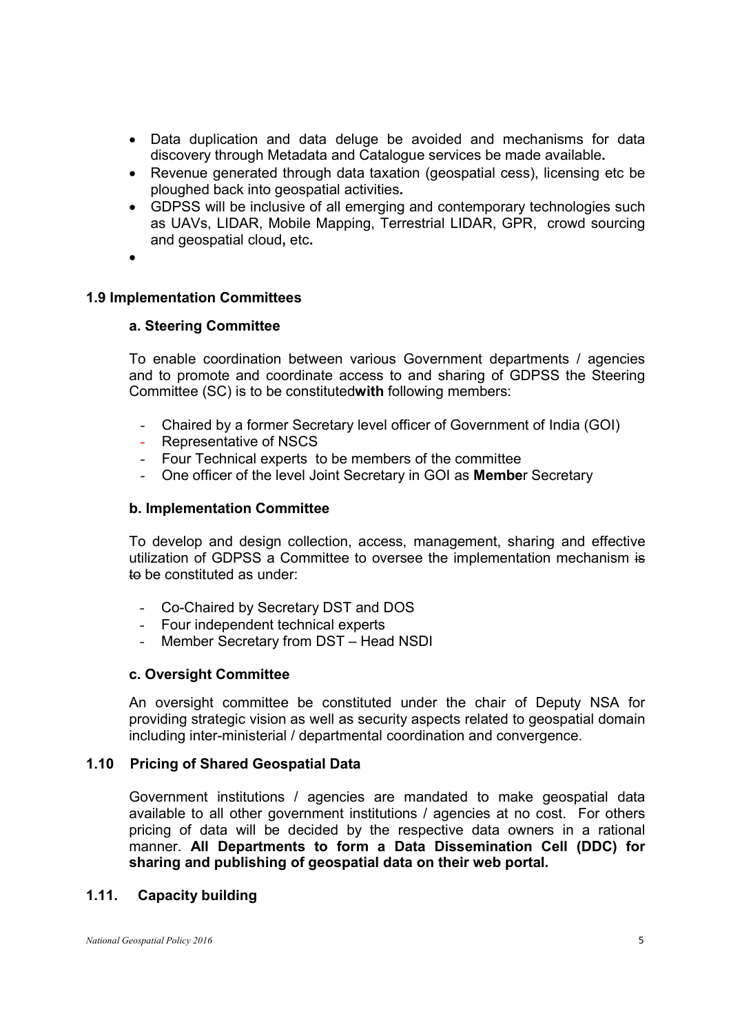- Data duplication and data deluge be avoided and mechanisms for data discovery through Metadata and Catalogue services be made available**.**
- Revenue generated through data taxation (geospatial cess), licensing etc be ploughed back into geospatial activities**.**
- GDPSS will be inclusive of all emerging and contemporary technologies such as UAVs, LIDAR, Mobile Mapping, Terrestrial LIDAR, GPR, crowd sourcing and geospatial cloud**,** etc**.**
-

### 1.9 Implementation Committees

#### a. Steering Committee

To enable coordination between various Government departments / agencies and to promote and coordinate access to and sharing of GDPSS the Steering Committee (SC) is to be constituted**with** following members:

- Chaired by a former Secretary level officer of Government of India (GOI)
- Representative of NSCS
- Four Technical experts to be members of the committee
- One officer of the level Joint Secretary in GOI as **Membe**r Secretary

#### b. Implementation Committee

To develop and design collection, access, management, sharing and effective utilization of GDPSS a Committee to oversee the implementation mechanism ~~is to~~ be constituted as under:

- Co-Chaired by Secretary DST and DOS
- Four independent technical experts
- Member Secretary from DST – Head NSDI

#### c. Oversight Committee

An oversight committee be constituted under the chair of Deputy NSA for providing strategic vision as well as security aspects related to geospatial domain including inter-ministerial / departmental coordination and convergence.

### 1.10 Pricing of Shared Geospatial Data

Government institutions / agencies are mandated to make geospatial data available to all other government institutions / agencies at no cost. For others pricing of data will be decided by the respective data owners in a rational manner. **All Departments to form a Data Dissemination Cell (DDC) for sharing and publishing of geospatial data on their web portal.**

### 1.11. Capacity building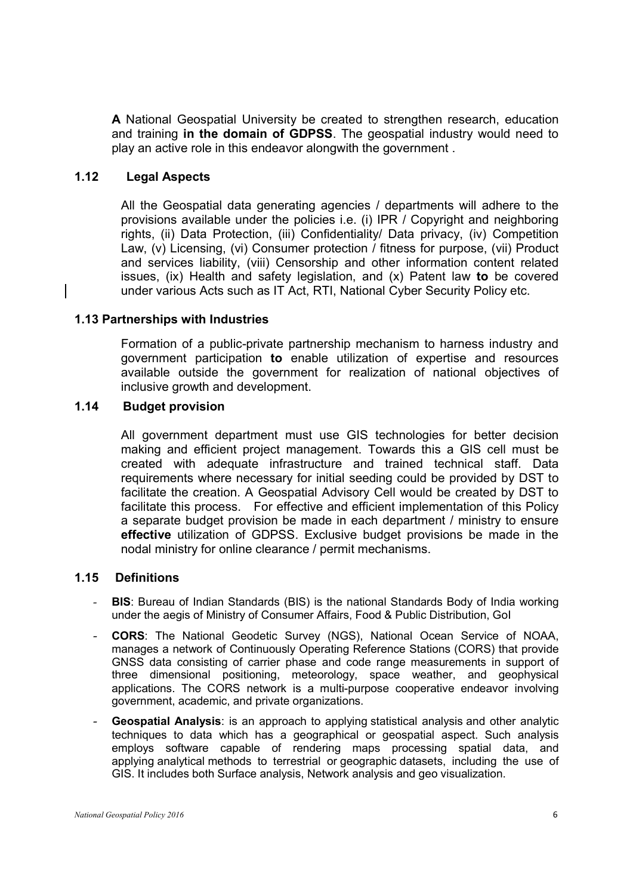**A** National Geospatial University be created to strengthen research, education and training **in the domain of GDPSS**. The geospatial industry would need to play an active role in this endeavor alongwith the government .

### 1.12 Legal Aspects

All the Geospatial data generating agencies / departments will adhere to the provisions available under the policies i.e. (i) IPR / Copyright and neighboring rights, (ii) Data Protection, (iii) Confidentiality/ Data privacy, (iv) Competition Law, (v) Licensing, (vi) Consumer protection / fitness for purpose, (vii) Product and services liability, (viii) Censorship and other information content related issues, (ix) Health and safety legislation, and (x) Patent law **to** be covered under various Acts such as IT Act, RTI, National Cyber Security Policy etc.

### 1.13 Partnerships with Industries

Formation of a public-private partnership mechanism to harness industry and government participation **to** enable utilization of expertise and resources available outside the government for realization of national objectives of inclusive growth and development.

### 1.14 Budget provision

All government department must use GIS technologies for better decision making and efficient project management. Towards this a GIS cell must be created with adequate infrastructure and trained technical staff. Data requirements where necessary for initial seeding could be provided by DST to facilitate the creation. A Geospatial Advisory Cell would be created by DST to facilitate this process. For effective and efficient implementation of this Policy a separate budget provision be made in each department / ministry to ensure **effective** utilization of GDPSS. Exclusive budget provisions be made in the nodal ministry for online clearance / permit mechanisms.

### 1.15 Definitions

- **BIS**: Bureau of Indian Standards (BIS) is the national Standards Body of India working under the aegis of Ministry of Consumer Affairs, Food & Public Distribution, GoI
- **CORS**: The National Geodetic Survey (NGS), National Ocean Service of NOAA, manages a network of Continuously Operating Reference Stations (CORS) that provide GNSS data consisting of carrier phase and code range measurements in support of three dimensional positioning, meteorology, space weather, and geophysical applications. The CORS network is a multi-purpose cooperative endeavor involving government, academic, and private organizations.
- **Geospatial Analysis**: is an approach to applying statistical analysis and other analytic techniques to data which has a geographical or geospatial aspect. Such analysis employs software capable of rendering maps processing spatial data, and applying analytical methods to terrestrial or geographic datasets, including the use of GIS. It includes both Surface analysis, Network analysis and geo visualization.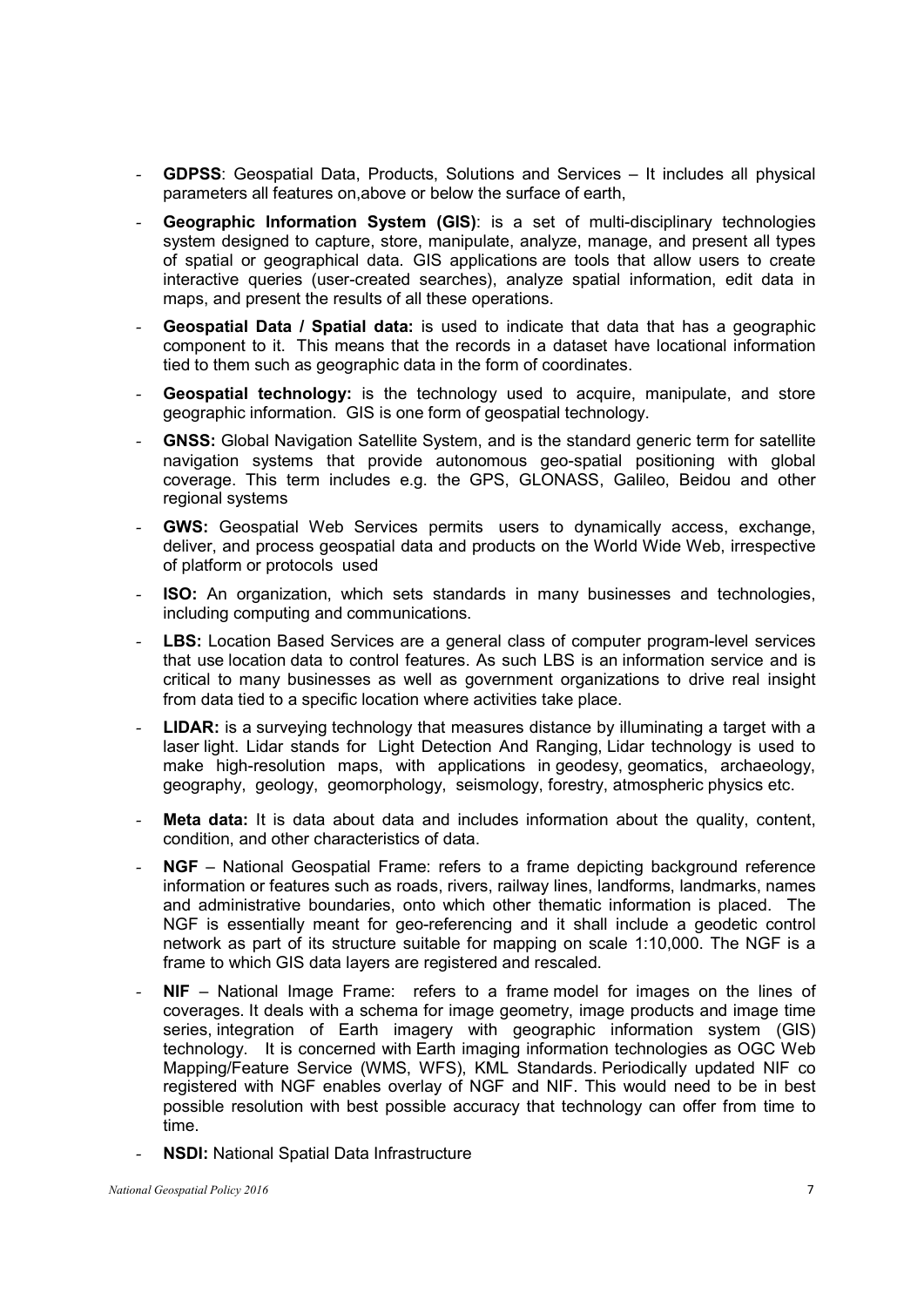- **GDPSS**: Geospatial Data, Products, Solutions and Services – It includes all physical parameters all features on,above or below the surface of earth,
- **Geographic Information System (GIS)**: is a set of multi-disciplinary technologies system designed to capture, store, manipulate, analyze, manage, and present all types of spatial or geographical data. GIS applications are tools that allow users to create interactive queries (user-created searches), analyze spatial information, edit data in maps, and present the results of all these operations.
- **Geospatial Data / Spatial data:** is used to indicate that data that has a geographic component to it. This means that the records in a dataset have locational information tied to them such as geographic data in the form of coordinates.
- **Geospatial technology:** is the technology used to acquire, manipulate, and store geographic information. GIS is one form of geospatial technology.
- **GNSS:** Global Navigation Satellite System, and is the standard generic term for satellite navigation systems that provide autonomous geo-spatial positioning with global coverage. This term includes e.g. the GPS, GLONASS, Galileo, Beidou and other regional systems
- **GWS:** Geospatial Web Services permits users to dynamically access, exchange, deliver, and process geospatial data and products on the World Wide Web, irrespective of platform or protocols used
- **ISO:** An organization, which sets standards in many businesses and technologies, including computing and communications.
- **LBS:** Location Based Services are a general class of computer program-level services that use location data to control features. As such LBS is an information service and is critical to many businesses as well as government organizations to drive real insight from data tied to a specific location where activities take place.
- **LIDAR:** is a surveying technology that measures distance by illuminating a target with a laser light. Lidar stands for Light Detection And Ranging, Lidar technology is used to make high-resolution maps, with applications in geodesy, geomatics, archaeology, geography, geology, geomorphology, seismology, forestry, atmospheric physics etc.
- **Meta data:** It is data about data and includes information about the quality, content, condition, and other characteristics of data.
- **NGF** – National Geospatial Frame: refers to a frame depicting background reference information or features such as roads, rivers, railway lines, landforms, landmarks, names and administrative boundaries, onto which other thematic information is placed. The NGF is essentially meant for geo-referencing and it shall include a geodetic control network as part of its structure suitable for mapping on scale 1:10,000. The NGF is a frame to which GIS data layers are registered and rescaled.
- **NIF** – National Image Frame: refers to a frame model for images on the lines of coverages. It deals with a schema for image geometry, image products and image time series, integration of Earth imagery with geographic information system (GIS) technology. It is concerned with Earth imaging information technologies as OGC Web Mapping/Feature Service (WMS, WFS), KML Standards. Periodically updated NIF co registered with NGF enables overlay of NGF and NIF. This would need to be in best possible resolution with best possible accuracy that technology can offer from time to time.
- **NSDI:** National Spatial Data Infrastructure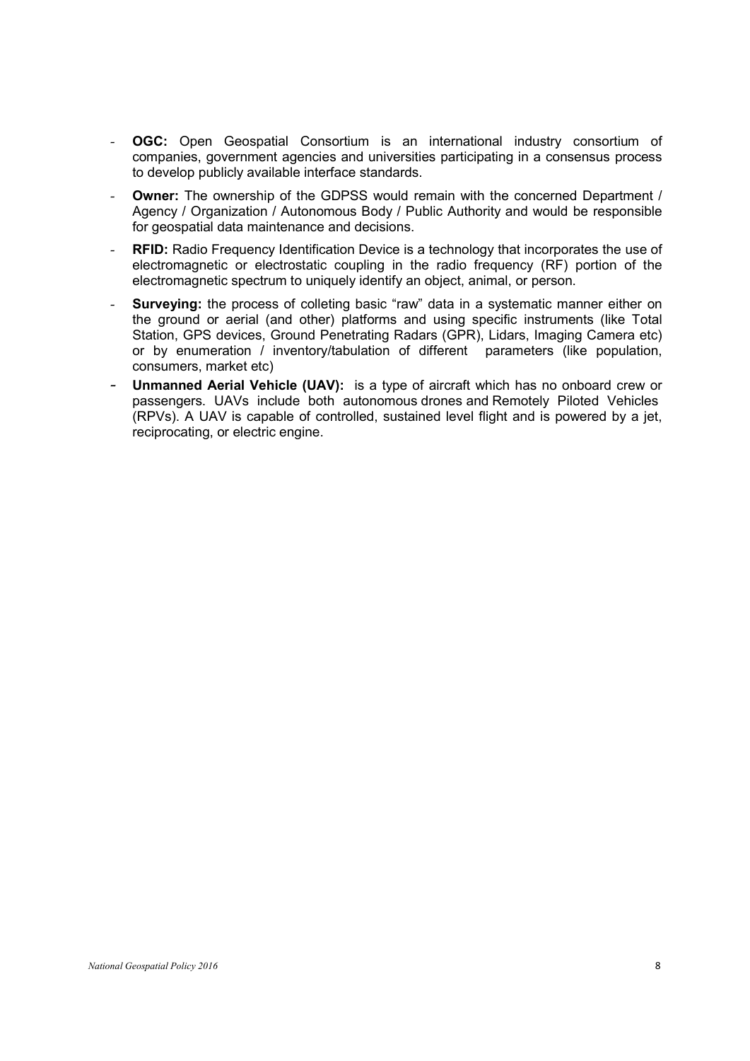- **OGC:** Open Geospatial Consortium is an international industry consortium of companies, government agencies and universities participating in a consensus process to develop publicly available interface standards.
- **Owner:** The ownership of the GDPSS would remain with the concerned Department / Agency / Organization / Autonomous Body / Public Authority and would be responsible for geospatial data maintenance and decisions.
- **RFID:** Radio Frequency Identification Device is a technology that incorporates the use of electromagnetic or electrostatic coupling in the radio frequency (RF) portion of the electromagnetic spectrum to uniquely identify an object, animal, or person.
- **Surveying:** the process of colleting basic "raw" data in a systematic manner either on the ground or aerial (and other) platforms and using specific instruments (like Total Station, GPS devices, Ground Penetrating Radars (GPR), Lidars, Imaging Camera etc) or by enumeration / inventory/tabulation of different parameters (like population, consumers, market etc)
- **Unmanned Aerial Vehicle (UAV):** is a type of aircraft which has no onboard crew or passengers. UAVs include both autonomous drones and Remotely Piloted Vehicles (RPVs). A UAV is capable of controlled, sustained level flight and is powered by a jet, reciprocating, or electric engine.